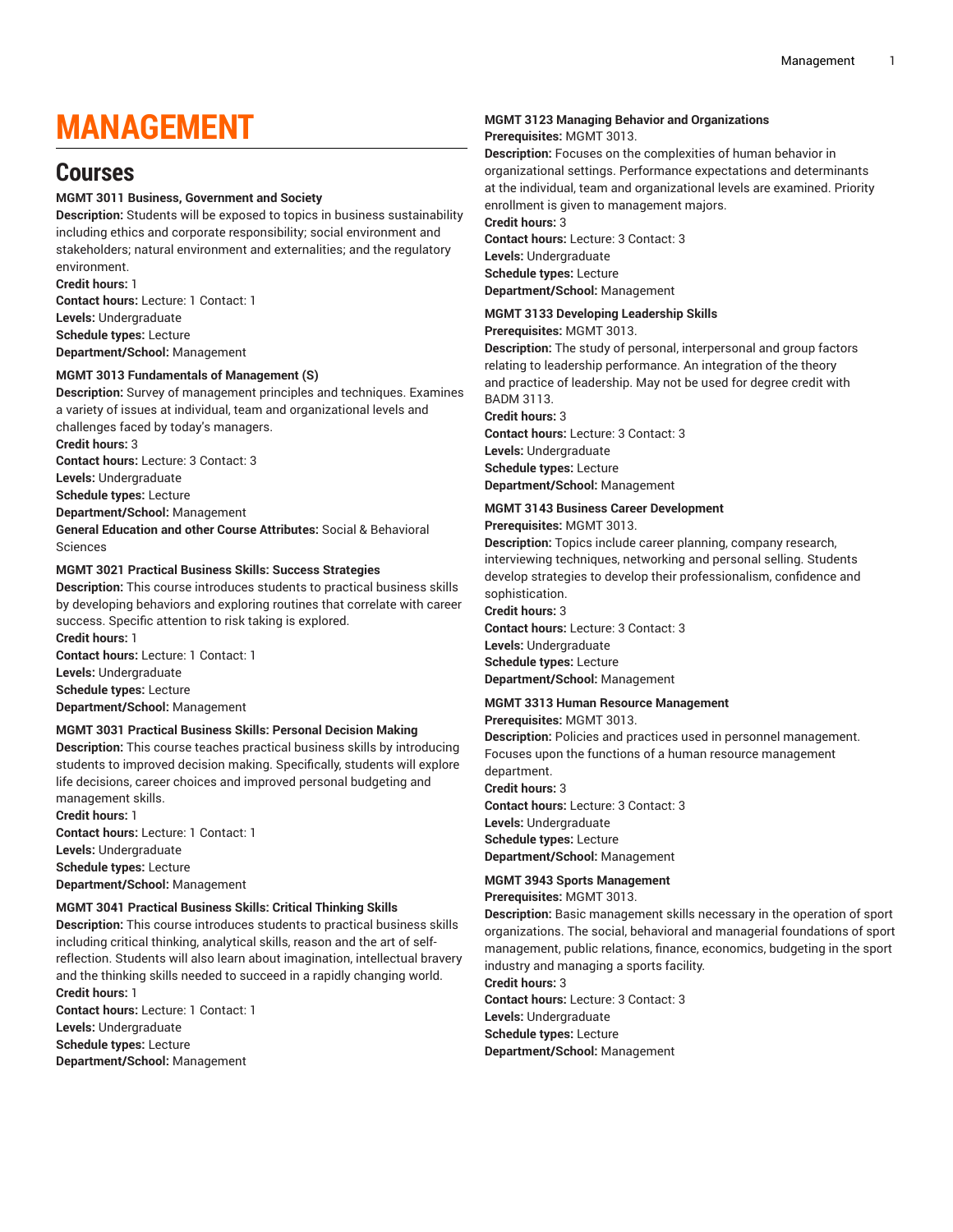# MANAGEMENT

## Courses

**MGMT 3011 Business, Government and Society**

**Description:** Students will be exposed to topics in business sustainability including ethics and corporate responsibility; social environment and stakeholders; natural environment and externalities; and the regulatory environment.

**Credit hours:** 1

**Contact hours:** Lecture: 1 Contact: 1

**Levels:** Undergraduate

**Schedule types:** Lecture

**Department/School:** Management

**MGMT 3013 Fundamentals of Management (S)**

**Description:** Survey of management principles and techniques. Examines a variety of issues at individual, team and organizational levels and challenges faced by today's managers.

**Credit hours:** 3

**Contact hours:** Lecture: 3 Contact: 3

**Levels:** Undergraduate

**Schedule types:** Lecture

**Department/School:** Management

**General Education and other Course Attributes:** Social & Behavioral Sciences

**MGMT 3021 Practical Business Skills: Success Strategies**

**Description:** This course introduces students to practical business skills by developing behaviors and exploring routines that correlate with career success. Specific attention to risk taking is explored.

**Credit hours:** 1

**Contact hours:** Lecture: 1 Contact: 1

**Levels:** Undergraduate

**Schedule types:** Lecture

**Department/School:** Management

**MGMT 3031 Practical Business Skills: Personal Decision Making**

**Description:** This course teaches practical business skills by introducing students to improved decision making. Specifically, students will explore life decisions, career choices and improved personal budgeting and management skills.

**Credit hours:** 1

**Contact hours:** Lecture: 1 Contact: 1

**Levels:** Undergraduate

**Schedule types:** Lecture

**Department/School:** Management

**MGMT 3041 Practical Business Skills: Critical Thinking Skills**

**Description:** This course introduces students to practical business skills including critical thinking, analytical skills, reason and the art of self-reflection. Students will also learn about imagination, intellectual bravery and the thinking skills needed to succeed in a rapidly changing world.

**Credit hours:** 1

**Contact hours:** Lecture: 1 Contact: 1

**Levels:** Undergraduate

**Schedule types:** Lecture

**Department/School:** Management

**MGMT 3123 Managing Behavior and Organizations**

**Prerequisites:** MGMT 3013.

**Description:** Focuses on the complexities of human behavior in organizational settings. Performance expectations and determinants at the individual, team and organizational levels are examined. Priority enrollment is given to management majors.

**Credit hours:** 3

**Contact hours:** Lecture: 3 Contact: 3

**Levels:** Undergraduate

**Schedule types:** Lecture

**Department/School:** Management

**MGMT 3133 Developing Leadership Skills**

**Prerequisites:** MGMT 3013.

**Description:** The study of personal, interpersonal and group factors relating to leadership performance. An integration of the theory and practice of leadership. May not be used for degree credit with BADM 3113.

**Credit hours:** 3

**Contact hours:** Lecture: 3 Contact: 3

**Levels:** Undergraduate

**Schedule types:** Lecture

**Department/School:** Management

**MGMT 3143 Business Career Development**

**Prerequisites:** MGMT 3013.

**Description:** Topics include career planning, company research, interviewing techniques, networking and personal selling. Students develop strategies to develop their professionalism, confidence and sophistication.

**Credit hours:** 3

**Contact hours:** Lecture: 3 Contact: 3

**Levels:** Undergraduate

**Schedule types:** Lecture

**Department/School:** Management

**MGMT 3313 Human Resource Management**

**Prerequisites:** MGMT 3013.

**Description:** Policies and practices used in personnel management. Focuses upon the functions of a human resource management department.

**Credit hours:** 3

**Contact hours:** Lecture: 3 Contact: 3

**Levels:** Undergraduate

**Schedule types:** Lecture

**Department/School:** Management

**MGMT 3943 Sports Management**

**Prerequisites:** MGMT 3013.

**Description:** Basic management skills necessary in the operation of sport organizations. The social, behavioral and managerial foundations of sport management, public relations, finance, economics, budgeting in the sport industry and managing a sports facility.

**Credit hours:** 3

**Contact hours:** Lecture: 3 Contact: 3

**Levels:** Undergraduate

**Schedule types:** Lecture

**Department/School:** Management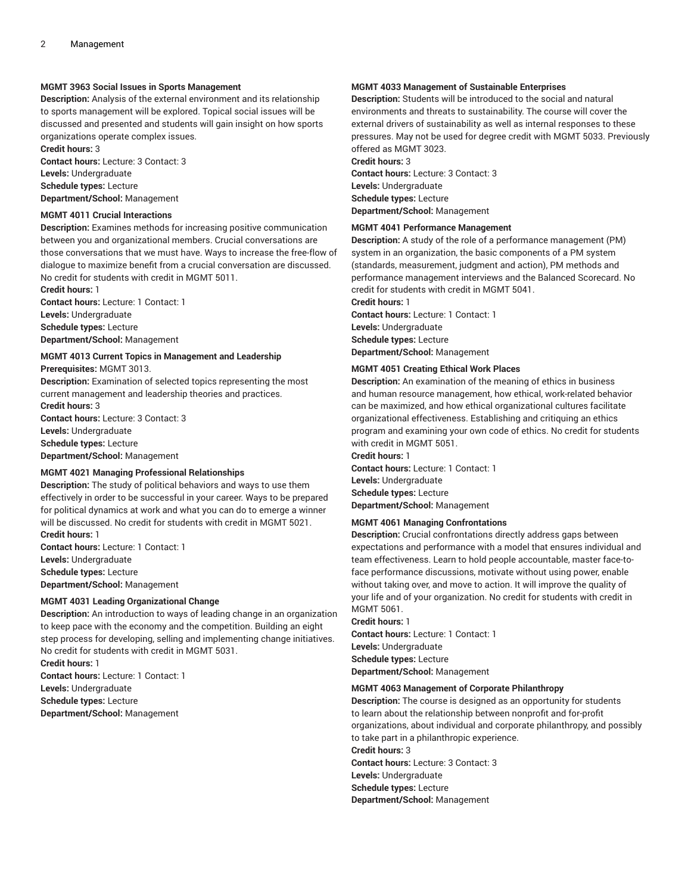#### MGMT 3963 Social Issues in Sports Management

**Description:** Analysis of the external environment and its relationship to sports management will be explored. Topical social issues will be discussed and presented and students will gain insight on how sports organizations operate complex issues.
**Credit hours:** 3
**Contact hours:** Lecture: 3 Contact: 3
**Levels:** Undergraduate
**Schedule types:** Lecture
**Department/School:** Management

#### MGMT 4011 Crucial Interactions

**Description:** Examines methods for increasing positive communication between you and organizational members. Crucial conversations are those conversations that we must have. Ways to increase the free-flow of dialogue to maximize benefit from a crucial conversation are discussed. No credit for students with credit in MGMT 5011.
**Credit hours:** 1
**Contact hours:** Lecture: 1 Contact: 1
**Levels:** Undergraduate
**Schedule types:** Lecture
**Department/School:** Management

#### MGMT 4013 Current Topics in Management and Leadership

**Prerequisites:** MGMT 3013.
**Description:** Examination of selected topics representing the most current management and leadership theories and practices.
**Credit hours:** 3
**Contact hours:** Lecture: 3 Contact: 3
**Levels:** Undergraduate
**Schedule types:** Lecture
**Department/School:** Management

#### MGMT 4021 Managing Professional Relationships

**Description:** The study of political behaviors and ways to use them effectively in order to be successful in your career. Ways to be prepared for political dynamics at work and what you can do to emerge a winner will be discussed. No credit for students with credit in MGMT 5021.
**Credit hours:** 1
**Contact hours:** Lecture: 1 Contact: 1
**Levels:** Undergraduate
**Schedule types:** Lecture
**Department/School:** Management

#### MGMT 4031 Leading Organizational Change

**Description:** An introduction to ways of leading change in an organization to keep pace with the economy and the competition. Building an eight step process for developing, selling and implementing change initiatives. No credit for students with credit in MGMT 5031.
**Credit hours:** 1
**Contact hours:** Lecture: 1 Contact: 1
**Levels:** Undergraduate
**Schedule types:** Lecture
**Department/School:** Management

#### MGMT 4033 Management of Sustainable Enterprises

**Description:** Students will be introduced to the social and natural environments and threats to sustainability. The course will cover the external drivers of sustainability as well as internal responses to these pressures. May not be used for degree credit with MGMT 5033. Previously offered as MGMT 3023.
**Credit hours:** 3
**Contact hours:** Lecture: 3 Contact: 3
**Levels:** Undergraduate
**Schedule types:** Lecture
**Department/School:** Management

#### MGMT 4041 Performance Management

**Description:** A study of the role of a performance management (PM) system in an organization, the basic components of a PM system (standards, measurement, judgment and action), PM methods and performance management interviews and the Balanced Scorecard. No credit for students with credit in MGMT 5041.
**Credit hours:** 1
**Contact hours:** Lecture: 1 Contact: 1
**Levels:** Undergraduate
**Schedule types:** Lecture
**Department/School:** Management

#### MGMT 4051 Creating Ethical Work Places

**Description:** An examination of the meaning of ethics in business and human resource management, how ethical, work-related behavior can be maximized, and how ethical organizational cultures facilitate organizational effectiveness. Establishing and critiquing an ethics program and examining your own code of ethics. No credit for students with credit in MGMT 5051.
**Credit hours:** 1
**Contact hours:** Lecture: 1 Contact: 1
**Levels:** Undergraduate
**Schedule types:** Lecture
**Department/School:** Management

#### MGMT 4061 Managing Confrontations

**Description:** Crucial confrontations directly address gaps between expectations and performance with a model that ensures individual and team effectiveness. Learn to hold people accountable, master face-to-face performance discussions, motivate without using power, enable without taking over, and move to action. It will improve the quality of your life and of your organization. No credit for students with credit in MGMT 5061.
**Credit hours:** 1
**Contact hours:** Lecture: 1 Contact: 1
**Levels:** Undergraduate
**Schedule types:** Lecture
**Department/School:** Management

#### MGMT 4063 Management of Corporate Philanthropy

**Description:** The course is designed as an opportunity for students to learn about the relationship between nonprofit and for-profit organizations, about individual and corporate philanthropy, and possibly to take part in a philanthropic experience.
**Credit hours:** 3
**Contact hours:** Lecture: 3 Contact: 3
**Levels:** Undergraduate
**Schedule types:** Lecture
**Department/School:** Management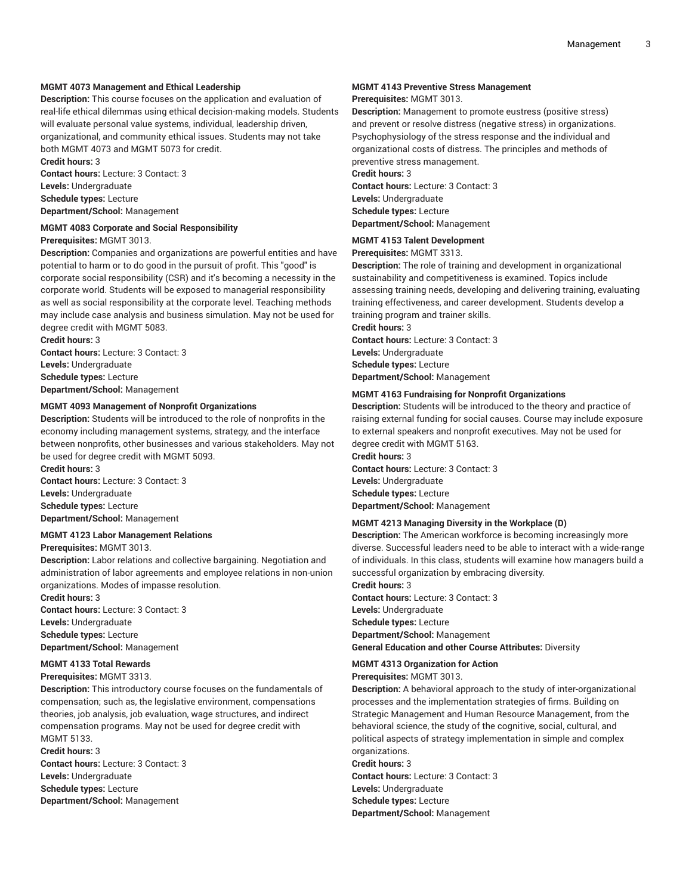**MGMT 4073 Management and Ethical Leadership**
**Description:** This course focuses on the application and evaluation of real-life ethical dilemmas using ethical decision-making models. Students will evaluate personal value systems, individual, leadership driven, organizational, and community ethical issues. Students may not take both MGMT 4073 and MGMT 5073 for credit.
**Credit hours:** 3
**Contact hours:** Lecture: 3 Contact: 3
**Levels:** Undergraduate
**Schedule types:** Lecture
**Department/School:** Management

**MGMT 4083 Corporate and Social Responsibility**
**Prerequisites:** MGMT 3013.
**Description:** Companies and organizations are powerful entities and have potential to harm or to do good in the pursuit of profit. This "good" is corporate social responsibility (CSR) and it's becoming a necessity in the corporate world. Students will be exposed to managerial responsibility as well as social responsibility at the corporate level. Teaching methods may include case analysis and business simulation. May not be used for degree credit with MGMT 5083.
**Credit hours:** 3
**Contact hours:** Lecture: 3 Contact: 3
**Levels:** Undergraduate
**Schedule types:** Lecture
**Department/School:** Management

**MGMT 4093 Management of Nonprofit Organizations**
**Description:** Students will be introduced to the role of nonprofits in the economy including management systems, strategy, and the interface between nonprofits, other businesses and various stakeholders. May not be used for degree credit with MGMT 5093.
**Credit hours:** 3
**Contact hours:** Lecture: 3 Contact: 3
**Levels:** Undergraduate
**Schedule types:** Lecture
**Department/School:** Management

**MGMT 4123 Labor Management Relations**
**Prerequisites:** MGMT 3013.
**Description:** Labor relations and collective bargaining. Negotiation and administration of labor agreements and employee relations in non-union organizations. Modes of impasse resolution.
**Credit hours:** 3
**Contact hours:** Lecture: 3 Contact: 3
**Levels:** Undergraduate
**Schedule types:** Lecture
**Department/School:** Management

**MGMT 4133 Total Rewards**
**Prerequisites:** MGMT 3313.
**Description:** This introductory course focuses on the fundamentals of compensation; such as, the legislative environment, compensations theories, job analysis, job evaluation, wage structures, and indirect compensation programs. May not be used for degree credit with MGMT 5133.
**Credit hours:** 3
**Contact hours:** Lecture: 3 Contact: 3
**Levels:** Undergraduate
**Schedule types:** Lecture
**Department/School:** Management

**MGMT 4143 Preventive Stress Management**
**Prerequisites:** MGMT 3013.
**Description:** Management to promote eustress (positive stress) and prevent or resolve distress (negative stress) in organizations. Psychophysiology of the stress response and the individual and organizational costs of distress. The principles and methods of preventive stress management.
**Credit hours:** 3
**Contact hours:** Lecture: 3 Contact: 3
**Levels:** Undergraduate
**Schedule types:** Lecture
**Department/School:** Management

**MGMT 4153 Talent Development**
**Prerequisites:** MGMT 3313.
**Description:** The role of training and development in organizational sustainability and competitiveness is examined. Topics include assessing training needs, developing and delivering training, evaluating training effectiveness, and career development. Students develop a training program and trainer skills.
**Credit hours:** 3
**Contact hours:** Lecture: 3 Contact: 3
**Levels:** Undergraduate
**Schedule types:** Lecture
**Department/School:** Management

**MGMT 4163 Fundraising for Nonprofit Organizations**
**Description:** Students will be introduced to the theory and practice of raising external funding for social causes. Course may include exposure to external speakers and nonprofit executives. May not be used for degree credit with MGMT 5163.
**Credit hours:** 3
**Contact hours:** Lecture: 3 Contact: 3
**Levels:** Undergraduate
**Schedule types:** Lecture
**Department/School:** Management

**MGMT 4213 Managing Diversity in the Workplace (D)**
**Description:** The American workforce is becoming increasingly more diverse. Successful leaders need to be able to interact with a wide-range of individuals. In this class, students will examine how managers build a successful organization by embracing diversity.
**Credit hours:** 3
**Contact hours:** Lecture: 3 Contact: 3
**Levels:** Undergraduate
**Schedule types:** Lecture
**Department/School:** Management
**General Education and other Course Attributes:** Diversity

**MGMT 4313 Organization for Action**
**Prerequisites:** MGMT 3013.
**Description:** A behavioral approach to the study of inter-organizational processes and the implementation strategies of firms. Building on Strategic Management and Human Resource Management, from the behavioral science, the study of the cognitive, social, cultural, and political aspects of strategy implementation in simple and complex organizations.
**Credit hours:** 3
**Contact hours:** Lecture: 3 Contact: 3
**Levels:** Undergraduate
**Schedule types:** Lecture
**Department/School:** Management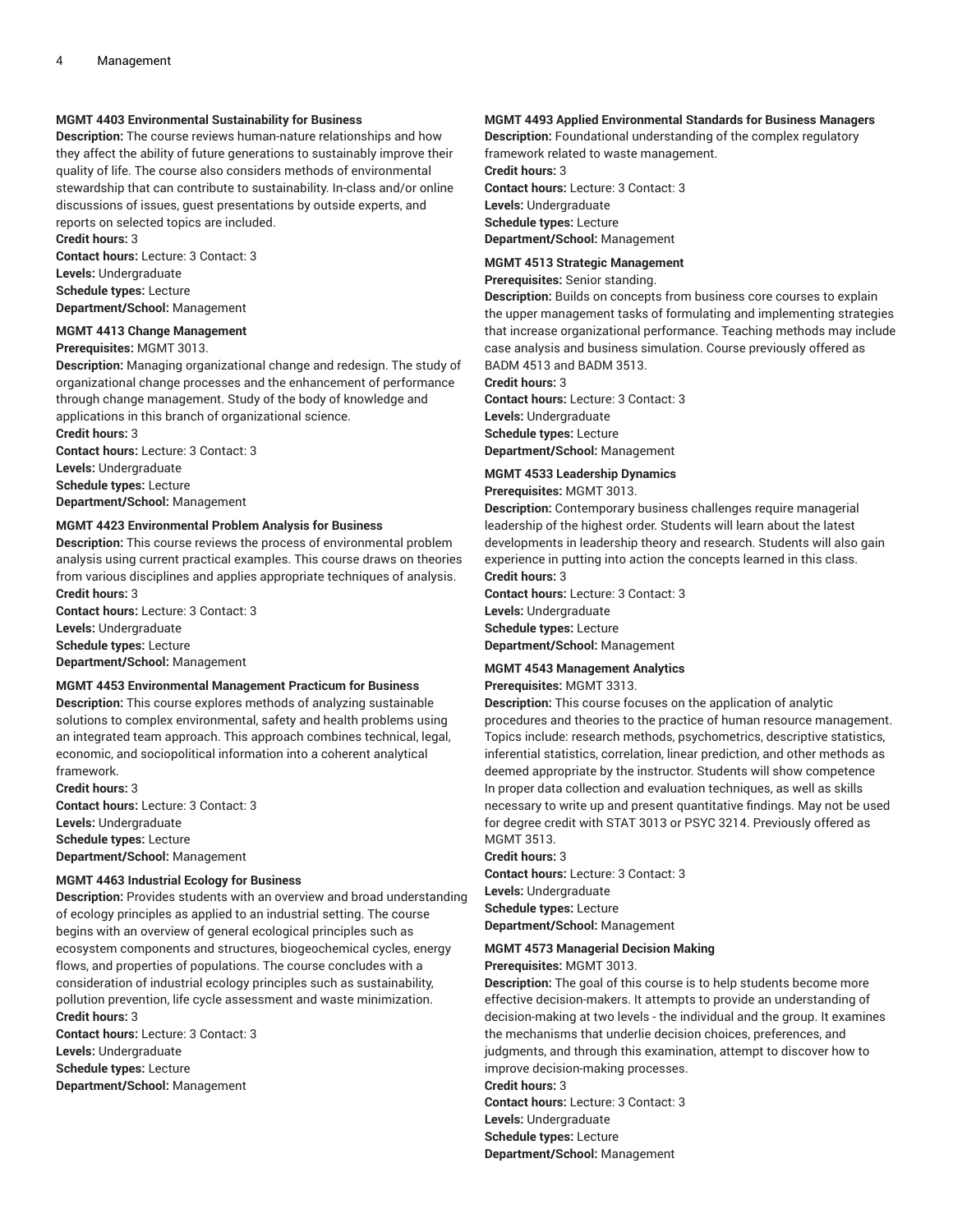**MGMT 4403 Environmental Sustainability for Business**

**Description:** The course reviews human-nature relationships and how they affect the ability of future generations to sustainably improve their quality of life. The course also considers methods of environmental stewardship that can contribute to sustainability. In-class and/or online discussions of issues, guest presentations by outside experts, and reports on selected topics are included.

**Credit hours:** 3

**Contact hours:** Lecture: 3 Contact: 3

**Levels:** Undergraduate

**Schedule types:** Lecture

**Department/School:** Management

**MGMT 4413 Change Management**

**Prerequisites:** MGMT 3013.

**Description:** Managing organizational change and redesign. The study of organizational change processes and the enhancement of performance through change management. Study of the body of knowledge and applications in this branch of organizational science.

**Credit hours:** 3

**Contact hours:** Lecture: 3 Contact: 3

**Levels:** Undergraduate

**Schedule types:** Lecture

**Department/School:** Management

**MGMT 4423 Environmental Problem Analysis for Business**

**Description:** This course reviews the process of environmental problem analysis using current practical examples. This course draws on theories from various disciplines and applies appropriate techniques of analysis.

**Credit hours:** 3

**Contact hours:** Lecture: 3 Contact: 3

**Levels:** Undergraduate

**Schedule types:** Lecture

**Department/School:** Management

**MGMT 4453 Environmental Management Practicum for Business**

**Description:** This course explores methods of analyzing sustainable solutions to complex environmental, safety and health problems using an integrated team approach. This approach combines technical, legal, economic, and sociopolitical information into a coherent analytical framework.

**Credit hours:** 3

**Contact hours:** Lecture: 3 Contact: 3

**Levels:** Undergraduate

**Schedule types:** Lecture

**Department/School:** Management

**MGMT 4463 Industrial Ecology for Business**

**Description:** Provides students with an overview and broad understanding of ecology principles as applied to an industrial setting. The course begins with an overview of general ecological principles such as ecosystem components and structures, biogeochemical cycles, energy flows, and properties of populations. The course concludes with a consideration of industrial ecology principles such as sustainability, pollution prevention, life cycle assessment and waste minimization.

**Credit hours:** 3

**Contact hours:** Lecture: 3 Contact: 3

**Levels:** Undergraduate

**Schedule types:** Lecture

**Department/School:** Management

**MGMT 4493 Applied Environmental Standards for Business Managers**

**Description:** Foundational understanding of the complex regulatory framework related to waste management.

**Credit hours:** 3

**Contact hours:** Lecture: 3 Contact: 3

**Levels:** Undergraduate

**Schedule types:** Lecture

**Department/School:** Management

**MGMT 4513 Strategic Management**

**Prerequisites:** Senior standing.

**Description:** Builds on concepts from business core courses to explain the upper management tasks of formulating and implementing strategies that increase organizational performance. Teaching methods may include case analysis and business simulation. Course previously offered as BADM 4513 and BADM 3513.

**Credit hours:** 3

**Contact hours:** Lecture: 3 Contact: 3

**Levels:** Undergraduate

**Schedule types:** Lecture

**Department/School:** Management

**MGMT 4533 Leadership Dynamics**

**Prerequisites:** MGMT 3013.

**Description:** Contemporary business challenges require managerial leadership of the highest order. Students will learn about the latest developments in leadership theory and research. Students will also gain experience in putting into action the concepts learned in this class.

**Credit hours:** 3

**Contact hours:** Lecture: 3 Contact: 3

**Levels:** Undergraduate

**Schedule types:** Lecture

**Department/School:** Management

**MGMT 4543 Management Analytics**

**Prerequisites:** MGMT 3313.

**Description:** This course focuses on the application of analytic procedures and theories to the practice of human resource management. Topics include: research methods, psychometrics, descriptive statistics, inferential statistics, correlation, linear prediction, and other methods as deemed appropriate by the instructor. Students will show competence In proper data collection and evaluation techniques, as well as skills necessary to write up and present quantitative findings. May not be used for degree credit with STAT 3013 or PSYC 3214. Previously offered as MGMT 3513.

**Credit hours:** 3

**Contact hours:** Lecture: 3 Contact: 3

**Levels:** Undergraduate

**Schedule types:** Lecture

**Department/School:** Management

**MGMT 4573 Managerial Decision Making**

**Prerequisites:** MGMT 3013.

**Description:** The goal of this course is to help students become more effective decision-makers. It attempts to provide an understanding of decision-making at two levels - the individual and the group. It examines the mechanisms that underlie decision choices, preferences, and judgments, and through this examination, attempt to discover how to improve decision-making processes.

**Credit hours:** 3

**Contact hours:** Lecture: 3 Contact: 3

**Levels:** Undergraduate

**Schedule types:** Lecture

**Department/School:** Management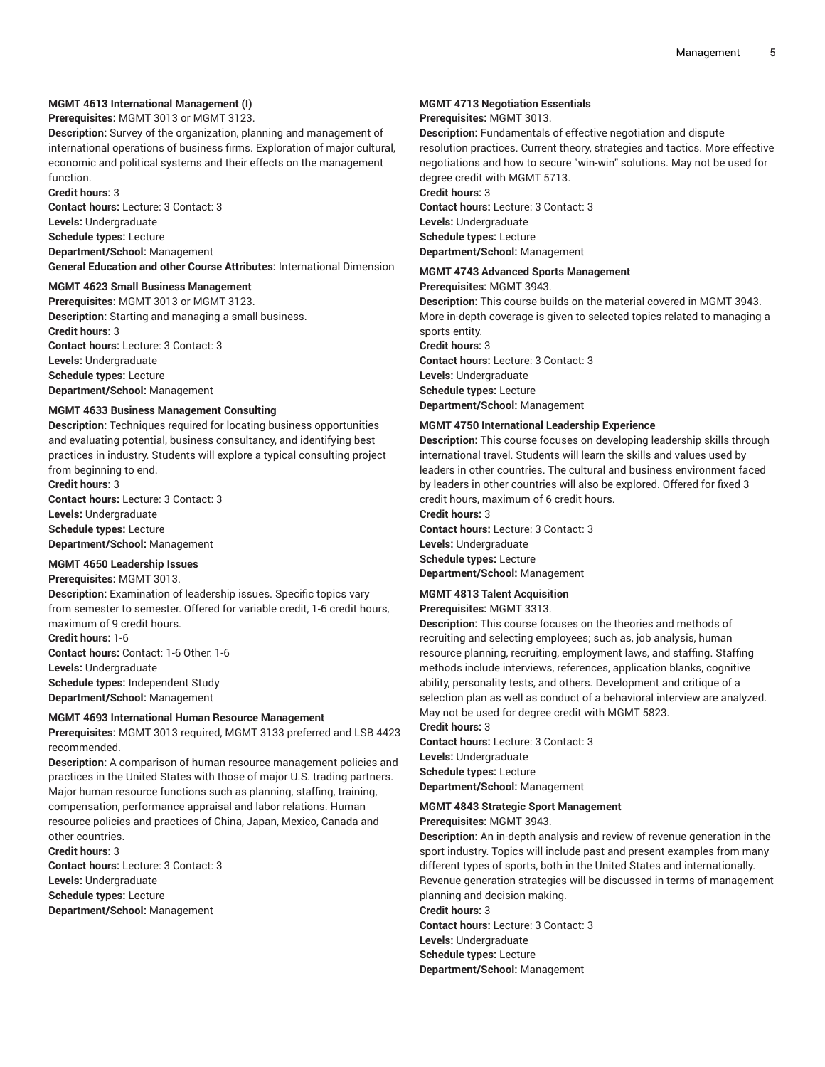**MGMT 4613 International Management (I)**

**Prerequisites:** MGMT 3013 or MGMT 3123.

**Description:** Survey of the organization, planning and management of international operations of business firms. Exploration of major cultural, economic and political systems and their effects on the management function.

**Credit hours:** 3

**Contact hours:** Lecture: 3 Contact: 3

**Levels:** Undergraduate

**Schedule types:** Lecture

**Department/School:** Management

**General Education and other Course Attributes:** International Dimension

**MGMT 4623 Small Business Management**

**Prerequisites:** MGMT 3013 or MGMT 3123.

**Description:** Starting and managing a small business.

**Credit hours:** 3

**Contact hours:** Lecture: 3 Contact: 3

**Levels:** Undergraduate

**Schedule types:** Lecture

**Department/School:** Management

**MGMT 4633 Business Management Consulting**

**Description:** Techniques required for locating business opportunities and evaluating potential, business consultancy, and identifying best practices in industry. Students will explore a typical consulting project from beginning to end.

**Credit hours:** 3

**Contact hours:** Lecture: 3 Contact: 3

**Levels:** Undergraduate

**Schedule types:** Lecture

**Department/School:** Management

**MGMT 4650 Leadership Issues**

**Prerequisites:** MGMT 3013.

**Description:** Examination of leadership issues. Specific topics vary from semester to semester. Offered for variable credit, 1-6 credit hours, maximum of 9 credit hours.

**Credit hours:** 1-6

**Contact hours:** Contact: 1-6 Other: 1-6

**Levels:** Undergraduate

**Schedule types:** Independent Study

**Department/School:** Management

**MGMT 4693 International Human Resource Management**

**Prerequisites:** MGMT 3013 required, MGMT 3133 preferred and LSB 4423 recommended.

**Description:** A comparison of human resource management policies and practices in the United States with those of major U.S. trading partners. Major human resource functions such as planning, staffing, training, compensation, performance appraisal and labor relations. Human resource policies and practices of China, Japan, Mexico, Canada and other countries.

**Credit hours:** 3

**Contact hours:** Lecture: 3 Contact: 3

**Levels:** Undergraduate

**Schedule types:** Lecture

**Department/School:** Management

**MGMT 4713 Negotiation Essentials**

**Prerequisites:** MGMT 3013.

**Description:** Fundamentals of effective negotiation and dispute resolution practices. Current theory, strategies and tactics. More effective negotiations and how to secure "win-win" solutions. May not be used for degree credit with MGMT 5713.

**Credit hours:** 3

**Contact hours:** Lecture: 3 Contact: 3

**Levels:** Undergraduate

**Schedule types:** Lecture

**Department/School:** Management

**MGMT 4743 Advanced Sports Management**

**Prerequisites:** MGMT 3943.

**Description:** This course builds on the material covered in MGMT 3943. More in-depth coverage is given to selected topics related to managing a sports entity.

**Credit hours:** 3

**Contact hours:** Lecture: 3 Contact: 3

**Levels:** Undergraduate

**Schedule types:** Lecture

**Department/School:** Management

**MGMT 4750 International Leadership Experience**

**Description:** This course focuses on developing leadership skills through international travel. Students will learn the skills and values used by leaders in other countries. The cultural and business environment faced by leaders in other countries will also be explored. Offered for fixed 3 credit hours, maximum of 6 credit hours.

**Credit hours:** 3

**Contact hours:** Lecture: 3 Contact: 3

**Levels:** Undergraduate

**Schedule types:** Lecture

**Department/School:** Management

**MGMT 4813 Talent Acquisition**

**Prerequisites:** MGMT 3313.

**Description:** This course focuses on the theories and methods of recruiting and selecting employees; such as, job analysis, human resource planning, recruiting, employment laws, and staffing. Staffing methods include interviews, references, application blanks, cognitive ability, personality tests, and others. Development and critique of a selection plan as well as conduct of a behavioral interview are analyzed. May not be used for degree credit with MGMT 5823.

**Credit hours:** 3

**Contact hours:** Lecture: 3 Contact: 3

**Levels:** Undergraduate

**Schedule types:** Lecture

**Department/School:** Management

**MGMT 4843 Strategic Sport Management**

**Prerequisites:** MGMT 3943.

**Description:** An in-depth analysis and review of revenue generation in the sport industry. Topics will include past and present examples from many different types of sports, both in the United States and internationally. Revenue generation strategies will be discussed in terms of management planning and decision making.

**Credit hours:** 3

**Contact hours:** Lecture: 3 Contact: 3

**Levels:** Undergraduate

**Schedule types:** Lecture

**Department/School:** Management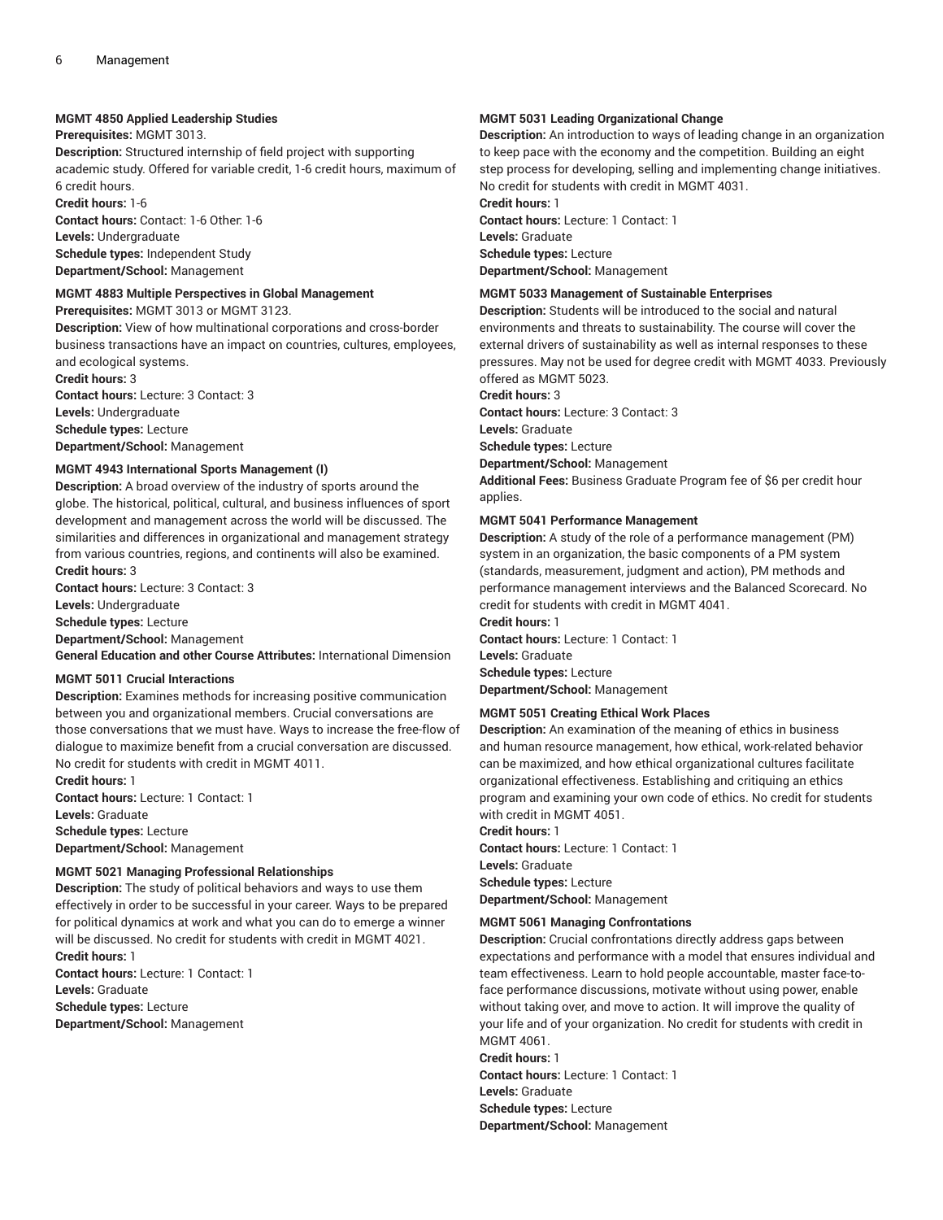**MGMT 4850 Applied Leadership Studies**
**Prerequisites:** MGMT 3013.
**Description:** Structured internship of field project with supporting academic study. Offered for variable credit, 1-6 credit hours, maximum of 6 credit hours.
**Credit hours:** 1-6
**Contact hours:** Contact: 1-6 Other: 1-6
**Levels:** Undergraduate
**Schedule types:** Independent Study
**Department/School:** Management

**MGMT 4883 Multiple Perspectives in Global Management**
**Prerequisites:** MGMT 3013 or MGMT 3123.
**Description:** View of how multinational corporations and cross-border business transactions have an impact on countries, cultures, employees, and ecological systems.
**Credit hours:** 3
**Contact hours:** Lecture: 3 Contact: 3
**Levels:** Undergraduate
**Schedule types:** Lecture
**Department/School:** Management

**MGMT 4943 International Sports Management (I)**
**Description:** A broad overview of the industry of sports around the globe. The historical, political, cultural, and business influences of sport development and management across the world will be discussed. The similarities and differences in organizational and management strategy from various countries, regions, and continents will also be examined.
**Credit hours:** 3
**Contact hours:** Lecture: 3 Contact: 3
**Levels:** Undergraduate
**Schedule types:** Lecture
**Department/School:** Management
**General Education and other Course Attributes:** International Dimension

**MGMT 5011 Crucial Interactions**
**Description:** Examines methods for increasing positive communication between you and organizational members. Crucial conversations are those conversations that we must have. Ways to increase the free-flow of dialogue to maximize benefit from a crucial conversation are discussed. No credit for students with credit in MGMT 4011.
**Credit hours:** 1
**Contact hours:** Lecture: 1 Contact: 1
**Levels:** Graduate
**Schedule types:** Lecture
**Department/School:** Management

**MGMT 5021 Managing Professional Relationships**
**Description:** The study of political behaviors and ways to use them effectively in order to be successful in your career. Ways to be prepared for political dynamics at work and what you can do to emerge a winner will be discussed. No credit for students with credit in MGMT 4021.
**Credit hours:** 1
**Contact hours:** Lecture: 1 Contact: 1
**Levels:** Graduate
**Schedule types:** Lecture
**Department/School:** Management

**MGMT 5031 Leading Organizational Change**
**Description:** An introduction to ways of leading change in an organization to keep pace with the economy and the competition. Building an eight step process for developing, selling and implementing change initiatives. No credit for students with credit in MGMT 4031.
**Credit hours:** 1
**Contact hours:** Lecture: 1 Contact: 1
**Levels:** Graduate
**Schedule types:** Lecture
**Department/School:** Management

**MGMT 5033 Management of Sustainable Enterprises**
**Description:** Students will be introduced to the social and natural environments and threats to sustainability. The course will cover the external drivers of sustainability as well as internal responses to these pressures. May not be used for degree credit with MGMT 4033. Previously offered as MGMT 5023.
**Credit hours:** 3
**Contact hours:** Lecture: 3 Contact: 3
**Levels:** Graduate
**Schedule types:** Lecture
**Department/School:** Management
**Additional Fees:** Business Graduate Program fee of $6 per credit hour applies.

**MGMT 5041 Performance Management**
**Description:** A study of the role of a performance management (PM) system in an organization, the basic components of a PM system (standards, measurement, judgment and action), PM methods and performance management interviews and the Balanced Scorecard. No credit for students with credit in MGMT 4041.
**Credit hours:** 1
**Contact hours:** Lecture: 1 Contact: 1
**Levels:** Graduate
**Schedule types:** Lecture
**Department/School:** Management

**MGMT 5051 Creating Ethical Work Places**
**Description:** An examination of the meaning of ethics in business and human resource management, how ethical, work-related behavior can be maximized, and how ethical organizational cultures facilitate organizational effectiveness. Establishing and critiquing an ethics program and examining your own code of ethics. No credit for students with credit in MGMT 4051.
**Credit hours:** 1
**Contact hours:** Lecture: 1 Contact: 1
**Levels:** Graduate
**Schedule types:** Lecture
**Department/School:** Management

**MGMT 5061 Managing Confrontations**
**Description:** Crucial confrontations directly address gaps between expectations and performance with a model that ensures individual and team effectiveness. Learn to hold people accountable, master face-to-face performance discussions, motivate without using power, enable without taking over, and move to action. It will improve the quality of your life and of your organization. No credit for students with credit in MGMT 4061.
**Credit hours:** 1
**Contact hours:** Lecture: 1 Contact: 1
**Levels:** Graduate
**Schedule types:** Lecture
**Department/School:** Management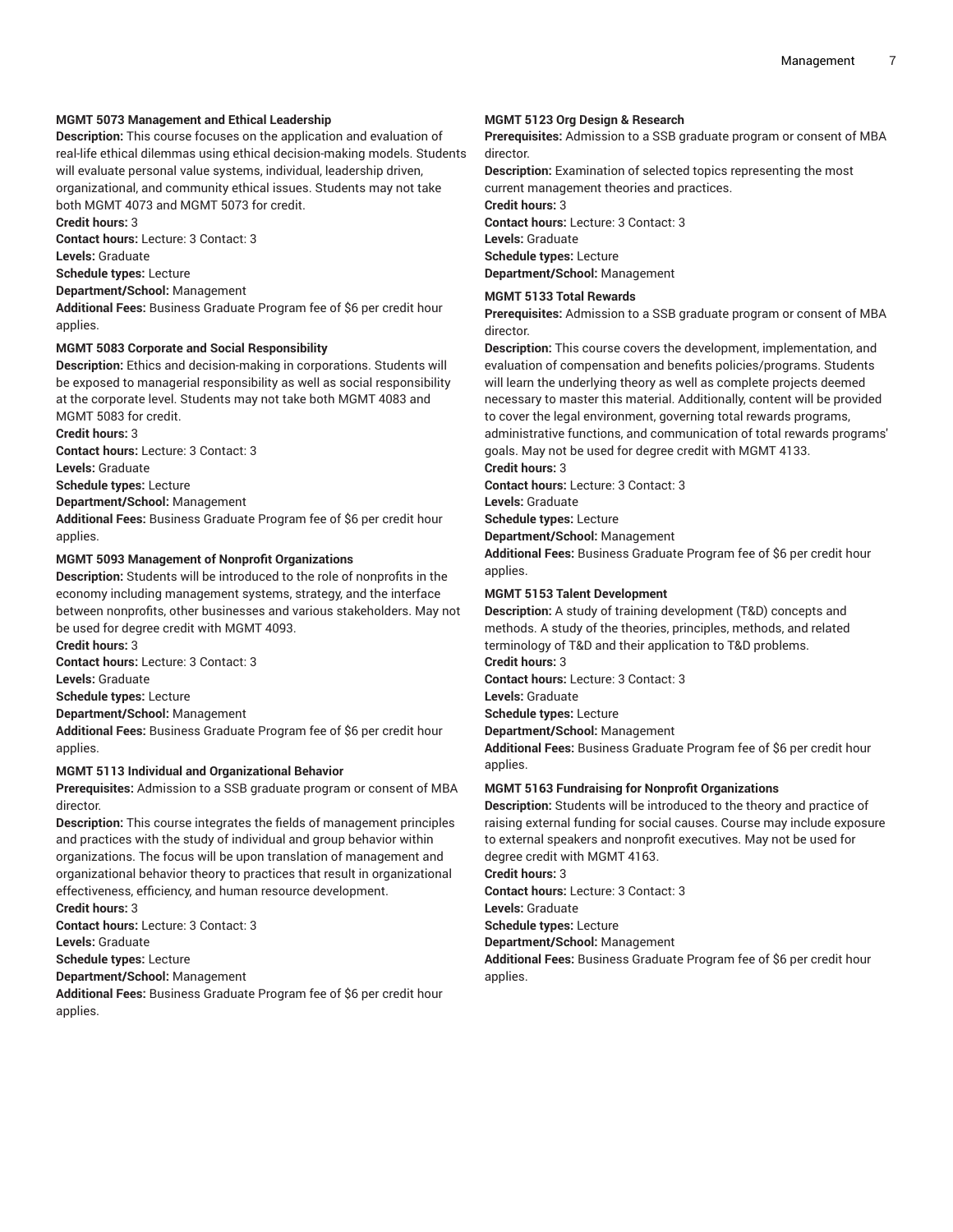#### MGMT 5073 Management and Ethical Leadership

**Description:** This course focuses on the application and evaluation of real-life ethical dilemmas using ethical decision-making models. Students will evaluate personal value systems, individual, leadership driven, organizational, and community ethical issues. Students may not take both MGMT 4073 and MGMT 5073 for credit.
**Credit hours:** 3
**Contact hours:** Lecture: 3 Contact: 3
**Levels:** Graduate
**Schedule types:** Lecture
**Department/School:** Management
**Additional Fees:** Business Graduate Program fee of $6 per credit hour applies.

#### MGMT 5083 Corporate and Social Responsibility

**Description:** Ethics and decision-making in corporations. Students will be exposed to managerial responsibility as well as social responsibility at the corporate level. Students may not take both MGMT 4083 and MGMT 5083 for credit.
**Credit hours:** 3
**Contact hours:** Lecture: 3 Contact: 3
**Levels:** Graduate
**Schedule types:** Lecture
**Department/School:** Management
**Additional Fees:** Business Graduate Program fee of $6 per credit hour applies.

#### MGMT 5093 Management of Nonprofit Organizations

**Description:** Students will be introduced to the role of nonprofits in the economy including management systems, strategy, and the interface between nonprofits, other businesses and various stakeholders. May not be used for degree credit with MGMT 4093.
**Credit hours:** 3
**Contact hours:** Lecture: 3 Contact: 3
**Levels:** Graduate
**Schedule types:** Lecture
**Department/School:** Management
**Additional Fees:** Business Graduate Program fee of $6 per credit hour applies.

#### MGMT 5113 Individual and Organizational Behavior

**Prerequisites:** Admission to a SSB graduate program or consent of MBA director.
**Description:** This course integrates the fields of management principles and practices with the study of individual and group behavior within organizations. The focus will be upon translation of management and organizational behavior theory to practices that result in organizational effectiveness, efficiency, and human resource development.
**Credit hours:** 3
**Contact hours:** Lecture: 3 Contact: 3
**Levels:** Graduate
**Schedule types:** Lecture
**Department/School:** Management
**Additional Fees:** Business Graduate Program fee of $6 per credit hour applies.

#### MGMT 5123 Org Design & Research

**Prerequisites:** Admission to a SSB graduate program or consent of MBA director.
**Description:** Examination of selected topics representing the most current management theories and practices.
**Credit hours:** 3
**Contact hours:** Lecture: 3 Contact: 3
**Levels:** Graduate
**Schedule types:** Lecture
**Department/School:** Management

#### MGMT 5133 Total Rewards

**Prerequisites:** Admission to a SSB graduate program or consent of MBA director.
**Description:** This course covers the development, implementation, and evaluation of compensation and benefits policies/programs. Students will learn the underlying theory as well as complete projects deemed necessary to master this material. Additionally, content will be provided to cover the legal environment, governing total rewards programs, administrative functions, and communication of total rewards programs' goals. May not be used for degree credit with MGMT 4133.
**Credit hours:** 3
**Contact hours:** Lecture: 3 Contact: 3
**Levels:** Graduate
**Schedule types:** Lecture
**Department/School:** Management
**Additional Fees:** Business Graduate Program fee of $6 per credit hour applies.

#### MGMT 5153 Talent Development

**Description:** A study of training development (T&D) concepts and methods. A study of the theories, principles, methods, and related terminology of T&D and their application to T&D problems.
**Credit hours:** 3
**Contact hours:** Lecture: 3 Contact: 3
**Levels:** Graduate
**Schedule types:** Lecture
**Department/School:** Management
**Additional Fees:** Business Graduate Program fee of $6 per credit hour applies.

#### MGMT 5163 Fundraising for Nonprofit Organizations

**Description:** Students will be introduced to the theory and practice of raising external funding for social causes. Course may include exposure to external speakers and nonprofit executives. May not be used for degree credit with MGMT 4163.
**Credit hours:** 3
**Contact hours:** Lecture: 3 Contact: 3
**Levels:** Graduate
**Schedule types:** Lecture
**Department/School:** Management
**Additional Fees:** Business Graduate Program fee of $6 per credit hour applies.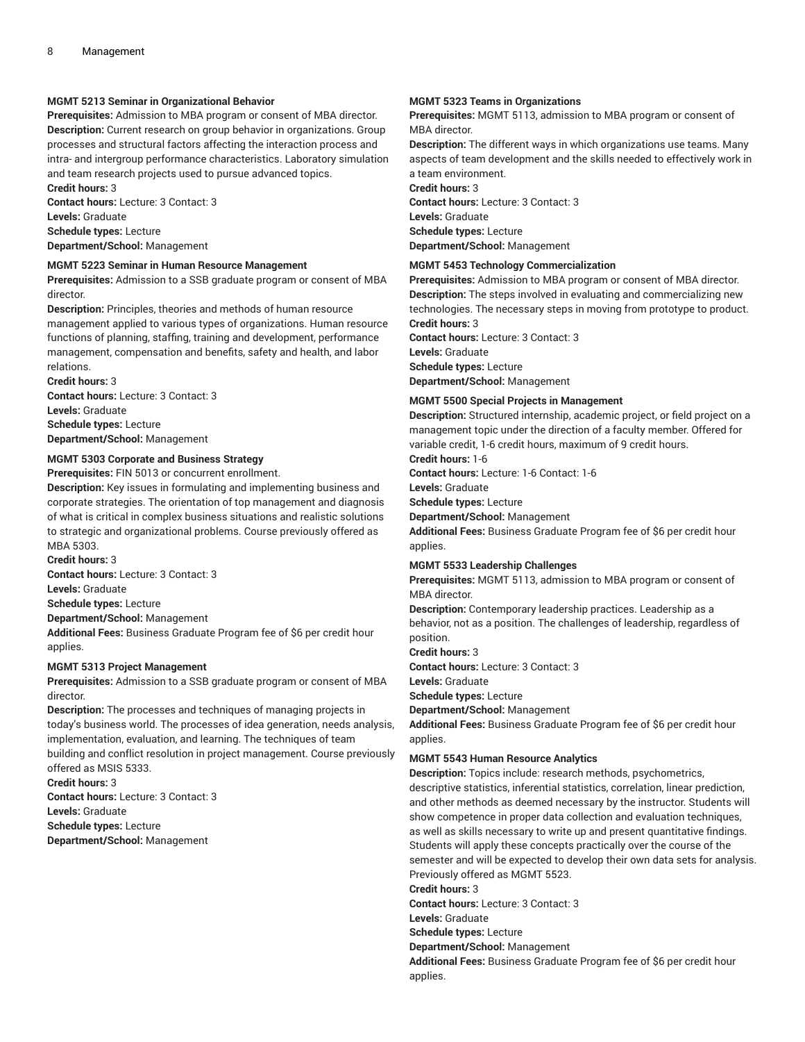#### MGMT 5213 Seminar in Organizational Behavior

**Prerequisites:** Admission to MBA program or consent of MBA director.
**Description:** Current research on group behavior in organizations. Group processes and structural factors affecting the interaction process and intra- and intergroup performance characteristics. Laboratory simulation and team research projects used to pursue advanced topics.
**Credit hours:** 3
**Contact hours:** Lecture: 3 Contact: 3
**Levels:** Graduate
**Schedule types:** Lecture
**Department/School:** Management

#### MGMT 5223 Seminar in Human Resource Management

**Prerequisites:** Admission to a SSB graduate program or consent of MBA director.
**Description:** Principles, theories and methods of human resource management applied to various types of organizations. Human resource functions of planning, staffing, training and development, performance management, compensation and benefits, safety and health, and labor relations.
**Credit hours:** 3
**Contact hours:** Lecture: 3 Contact: 3
**Levels:** Graduate
**Schedule types:** Lecture
**Department/School:** Management

#### MGMT 5303 Corporate and Business Strategy

**Prerequisites:** FIN 5013 or concurrent enrollment.
**Description:** Key issues in formulating and implementing business and corporate strategies. The orientation of top management and diagnosis of what is critical in complex business situations and realistic solutions to strategic and organizational problems. Course previously offered as MBA 5303.
**Credit hours:** 3
**Contact hours:** Lecture: 3 Contact: 3
**Levels:** Graduate
**Schedule types:** Lecture
**Department/School:** Management
**Additional Fees:** Business Graduate Program fee of $6 per credit hour applies.

#### MGMT 5313 Project Management

**Prerequisites:** Admission to a SSB graduate program or consent of MBA director.
**Description:** The processes and techniques of managing projects in today's business world. The processes of idea generation, needs analysis, implementation, evaluation, and learning. The techniques of team building and conflict resolution in project management. Course previously offered as MSIS 5333.
**Credit hours:** 3
**Contact hours:** Lecture: 3 Contact: 3
**Levels:** Graduate
**Schedule types:** Lecture
**Department/School:** Management

#### MGMT 5323 Teams in Organizations

**Prerequisites:** MGMT 5113, admission to MBA program or consent of MBA director.
**Description:** The different ways in which organizations use teams. Many aspects of team development and the skills needed to effectively work in a team environment.
**Credit hours:** 3
**Contact hours:** Lecture: 3 Contact: 3
**Levels:** Graduate
**Schedule types:** Lecture
**Department/School:** Management

#### MGMT 5453 Technology Commercialization

**Prerequisites:** Admission to MBA program or consent of MBA director.
**Description:** The steps involved in evaluating and commercializing new technologies. The necessary steps in moving from prototype to product.
**Credit hours:** 3
**Contact hours:** Lecture: 3 Contact: 3
**Levels:** Graduate
**Schedule types:** Lecture
**Department/School:** Management

#### MGMT 5500 Special Projects in Management

**Description:** Structured internship, academic project, or field project on a management topic under the direction of a faculty member. Offered for variable credit, 1-6 credit hours, maximum of 9 credit hours.
**Credit hours:** 1-6
**Contact hours:** Lecture: 1-6 Contact: 1-6
**Levels:** Graduate
**Schedule types:** Lecture
**Department/School:** Management
**Additional Fees:** Business Graduate Program fee of $6 per credit hour applies.

#### MGMT 5533 Leadership Challenges

**Prerequisites:** MGMT 5113, admission to MBA program or consent of MBA director.
**Description:** Contemporary leadership practices. Leadership as a behavior, not as a position. The challenges of leadership, regardless of position.
**Credit hours:** 3
**Contact hours:** Lecture: 3 Contact: 3
**Levels:** Graduate
**Schedule types:** Lecture
**Department/School:** Management
**Additional Fees:** Business Graduate Program fee of $6 per credit hour applies.

#### MGMT 5543 Human Resource Analytics

**Description:** Topics include: research methods, psychometrics, descriptive statistics, inferential statistics, correlation, linear prediction, and other methods as deemed necessary by the instructor. Students will show competence in proper data collection and evaluation techniques, as well as skills necessary to write up and present quantitative findings. Students will apply these concepts practically over the course of the semester and will be expected to develop their own data sets for analysis. Previously offered as MGMT 5523.
**Credit hours:** 3
**Contact hours:** Lecture: 3 Contact: 3
**Levels:** Graduate
**Schedule types:** Lecture
**Department/School:** Management
**Additional Fees:** Business Graduate Program fee of $6 per credit hour applies.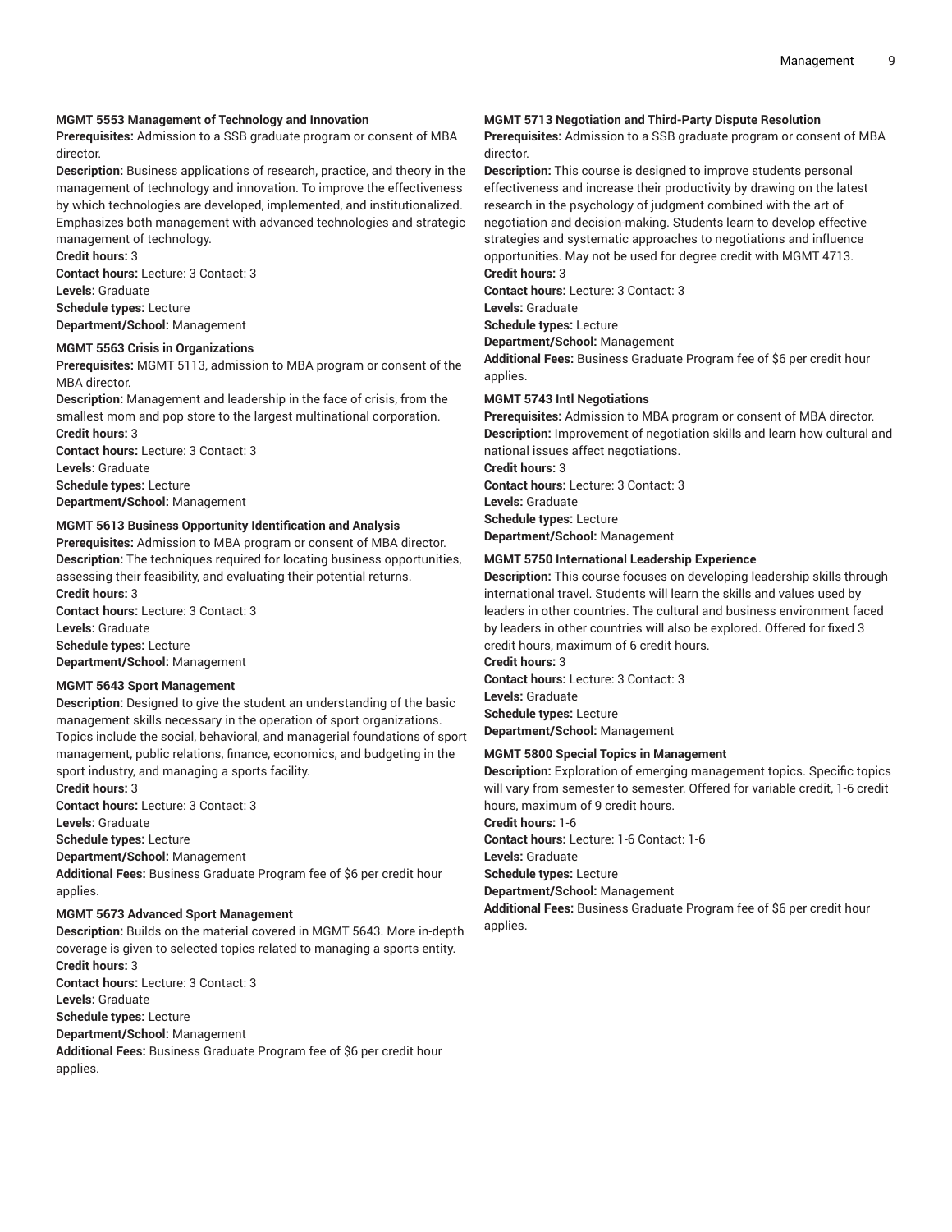**MGMT 5553 Management of Technology and Innovation**

**Prerequisites:** Admission to a SSB graduate program or consent of MBA director.

**Description:** Business applications of research, practice, and theory in the management of technology and innovation. To improve the effectiveness by which technologies are developed, implemented, and institutionalized. Emphasizes both management with advanced technologies and strategic management of technology.

**Credit hours:** 3

**Contact hours:** Lecture: 3 Contact: 3

**Levels:** Graduate

**Schedule types:** Lecture

**Department/School:** Management

**MGMT 5563 Crisis in Organizations**

**Prerequisites:** MGMT 5113, admission to MBA program or consent of the MBA director.

**Description:** Management and leadership in the face of crisis, from the smallest mom and pop store to the largest multinational corporation.

**Credit hours:** 3

**Contact hours:** Lecture: 3 Contact: 3

**Levels:** Graduate

**Schedule types:** Lecture

**Department/School:** Management

**MGMT 5613 Business Opportunity Identification and Analysis**

**Prerequisites:** Admission to MBA program or consent of MBA director.

**Description:** The techniques required for locating business opportunities, assessing their feasibility, and evaluating their potential returns.

**Credit hours:** 3

**Contact hours:** Lecture: 3 Contact: 3

**Levels:** Graduate

**Schedule types:** Lecture

**Department/School:** Management

**MGMT 5643 Sport Management**

**Description:** Designed to give the student an understanding of the basic management skills necessary in the operation of sport organizations. Topics include the social, behavioral, and managerial foundations of sport management, public relations, finance, economics, and budgeting in the sport industry, and managing a sports facility.

**Credit hours:** 3

**Contact hours:** Lecture: 3 Contact: 3

**Levels:** Graduate

**Schedule types:** Lecture

**Department/School:** Management

**Additional Fees:** Business Graduate Program fee of $6 per credit hour applies.

**MGMT 5673 Advanced Sport Management**

**Description:** Builds on the material covered in MGMT 5643. More in-depth coverage is given to selected topics related to managing a sports entity.

**Credit hours:** 3

**Contact hours:** Lecture: 3 Contact: 3

**Levels:** Graduate

**Schedule types:** Lecture

**Department/School:** Management

**Additional Fees:** Business Graduate Program fee of $6 per credit hour applies.

**MGMT 5713 Negotiation and Third-Party Dispute Resolution**

**Prerequisites:** Admission to a SSB graduate program or consent of MBA director.

**Description:** This course is designed to improve students personal effectiveness and increase their productivity by drawing on the latest research in the psychology of judgment combined with the art of negotiation and decision-making. Students learn to develop effective strategies and systematic approaches to negotiations and influence opportunities. May not be used for degree credit with MGMT 4713.

**Credit hours:** 3

**Contact hours:** Lecture: 3 Contact: 3

**Levels:** Graduate

**Schedule types:** Lecture

**Department/School:** Management

**Additional Fees:** Business Graduate Program fee of $6 per credit hour applies.

**MGMT 5743 Intl Negotiations**

**Prerequisites:** Admission to MBA program or consent of MBA director.

**Description:** Improvement of negotiation skills and learn how cultural and national issues affect negotiations.

**Credit hours:** 3

**Contact hours:** Lecture: 3 Contact: 3

**Levels:** Graduate

**Schedule types:** Lecture

**Department/School:** Management

**MGMT 5750 International Leadership Experience**

**Description:** This course focuses on developing leadership skills through international travel. Students will learn the skills and values used by leaders in other countries. The cultural and business environment faced by leaders in other countries will also be explored. Offered for fixed 3 credit hours, maximum of 6 credit hours.

**Credit hours:** 3

**Contact hours:** Lecture: 3 Contact: 3

**Levels:** Graduate

**Schedule types:** Lecture

**Department/School:** Management

**MGMT 5800 Special Topics in Management**

**Description:** Exploration of emerging management topics. Specific topics will vary from semester to semester. Offered for variable credit, 1-6 credit hours, maximum of 9 credit hours.

**Credit hours:** 1-6

**Contact hours:** Lecture: 1-6 Contact: 1-6

**Levels:** Graduate

**Schedule types:** Lecture

**Department/School:** Management

**Additional Fees:** Business Graduate Program fee of $6 per credit hour applies.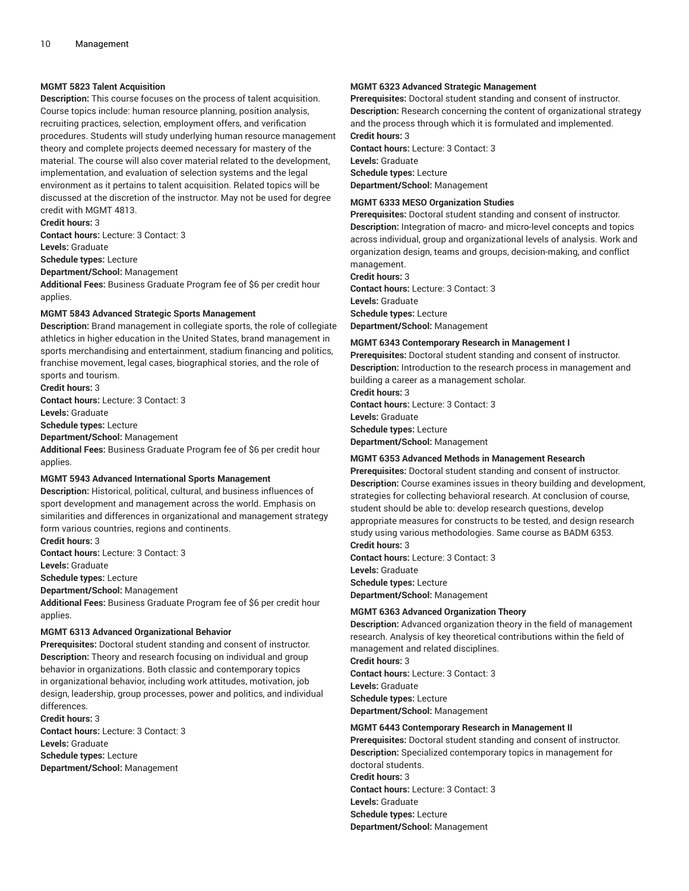#### MGMT 5823 Talent Acquisition

**Description:** This course focuses on the process of talent acquisition. Course topics include: human resource planning, position analysis, recruiting practices, selection, employment offers, and verification procedures. Students will study underlying human resource management theory and complete projects deemed necessary for mastery of the material. The course will also cover material related to the development, implementation, and evaluation of selection systems and the legal environment as it pertains to talent acquisition. Related topics will be discussed at the discretion of the instructor. May not be used for degree credit with MGMT 4813.
**Credit hours:** 3
**Contact hours:** Lecture: 3 Contact: 3
**Levels:** Graduate
**Schedule types:** Lecture
**Department/School:** Management
**Additional Fees:** Business Graduate Program fee of $6 per credit hour applies.

#### MGMT 5843 Advanced Strategic Sports Management

**Description:** Brand management in collegiate sports, the role of collegiate athletics in higher education in the United States, brand management in sports merchandising and entertainment, stadium financing and politics, franchise movement, legal cases, biographical stories, and the role of sports and tourism.
**Credit hours:** 3
**Contact hours:** Lecture: 3 Contact: 3
**Levels:** Graduate
**Schedule types:** Lecture
**Department/School:** Management
**Additional Fees:** Business Graduate Program fee of $6 per credit hour applies.

#### MGMT 5943 Advanced International Sports Management

**Description:** Historical, political, cultural, and business influences of sport development and management across the world. Emphasis on similarities and differences in organizational and management strategy form various countries, regions and continents.
**Credit hours:** 3
**Contact hours:** Lecture: 3 Contact: 3
**Levels:** Graduate
**Schedule types:** Lecture
**Department/School:** Management
**Additional Fees:** Business Graduate Program fee of $6 per credit hour applies.

#### MGMT 6313 Advanced Organizational Behavior

**Prerequisites:** Doctoral student standing and consent of instructor.
**Description:** Theory and research focusing on individual and group behavior in organizations. Both classic and contemporary topics in organizational behavior, including work attitudes, motivation, job design, leadership, group processes, power and politics, and individual differences.
**Credit hours:** 3
**Contact hours:** Lecture: 3 Contact: 3
**Levels:** Graduate
**Schedule types:** Lecture
**Department/School:** Management

#### MGMT 6323 Advanced Strategic Management

**Prerequisites:** Doctoral student standing and consent of instructor.
**Description:** Research concerning the content of organizational strategy and the process through which it is formulated and implemented.
**Credit hours:** 3
**Contact hours:** Lecture: 3 Contact: 3
**Levels:** Graduate
**Schedule types:** Lecture
**Department/School:** Management

#### MGMT 6333 MESO Organization Studies

**Prerequisites:** Doctoral student standing and consent of instructor.
**Description:** Integration of macro- and micro-level concepts and topics across individual, group and organizational levels of analysis. Work and organization design, teams and groups, decision-making, and conflict management.
**Credit hours:** 3
**Contact hours:** Lecture: 3 Contact: 3
**Levels:** Graduate
**Schedule types:** Lecture
**Department/School:** Management

#### MGMT 6343 Contemporary Research in Management I

**Prerequisites:** Doctoral student standing and consent of instructor.
**Description:** Introduction to the research process in management and building a career as a management scholar.
**Credit hours:** 3
**Contact hours:** Lecture: 3 Contact: 3
**Levels:** Graduate
**Schedule types:** Lecture
**Department/School:** Management

#### MGMT 6353 Advanced Methods in Management Research

**Prerequisites:** Doctoral student standing and consent of instructor.
**Description:** Course examines issues in theory building and development, strategies for collecting behavioral research. At conclusion of course, student should be able to: develop research questions, develop appropriate measures for constructs to be tested, and design research study using various methodologies. Same course as BADM 6353.
**Credit hours:** 3
**Contact hours:** Lecture: 3 Contact: 3
**Levels:** Graduate
**Schedule types:** Lecture
**Department/School:** Management

#### MGMT 6363 Advanced Organization Theory

**Description:** Advanced organization theory in the field of management research. Analysis of key theoretical contributions within the field of management and related disciplines.
**Credit hours:** 3
**Contact hours:** Lecture: 3 Contact: 3
**Levels:** Graduate
**Schedule types:** Lecture
**Department/School:** Management

#### MGMT 6443 Contemporary Research in Management II

**Prerequisites:** Doctoral student standing and consent of instructor.
**Description:** Specialized contemporary topics in management for doctoral students.
**Credit hours:** 3
**Contact hours:** Lecture: 3 Contact: 3
**Levels:** Graduate
**Schedule types:** Lecture
**Department/School:** Management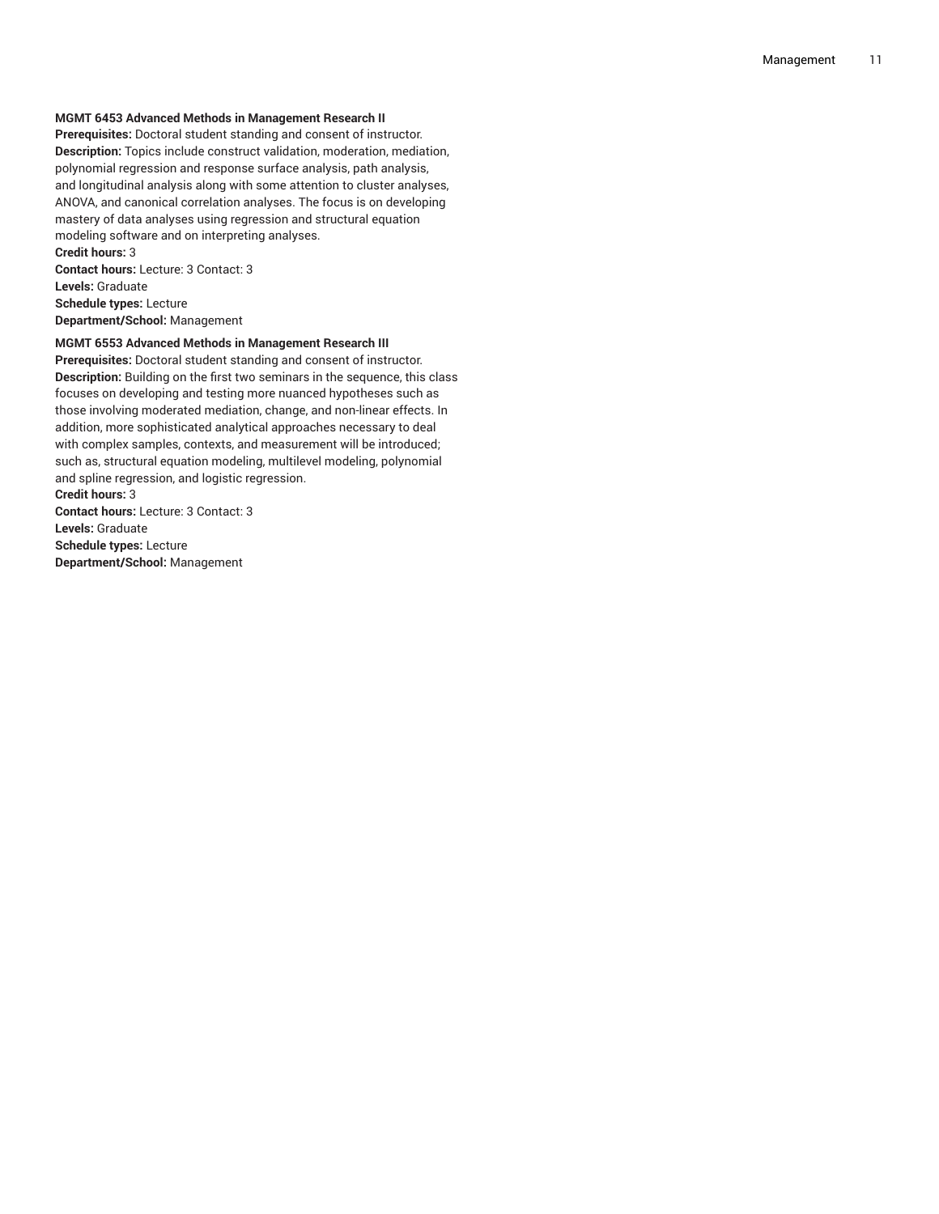**MGMT 6453 Advanced Methods in Management Research II**
**Prerequisites:** Doctoral student standing and consent of instructor.
**Description:** Topics include construct validation, moderation, mediation, polynomial regression and response surface analysis, path analysis, and longitudinal analysis along with some attention to cluster analyses, ANOVA, and canonical correlation analyses. The focus is on developing mastery of data analyses using regression and structural equation modeling software and on interpreting analyses.
**Credit hours:** 3
**Contact hours:** Lecture: 3 Contact: 3
**Levels:** Graduate
**Schedule types:** Lecture
**Department/School:** Management

**MGMT 6553 Advanced Methods in Management Research III**
**Prerequisites:** Doctoral student standing and consent of instructor.
**Description:** Building on the first two seminars in the sequence, this class focuses on developing and testing more nuanced hypotheses such as those involving moderated mediation, change, and non-linear effects. In addition, more sophisticated analytical approaches necessary to deal with complex samples, contexts, and measurement will be introduced; such as, structural equation modeling, multilevel modeling, polynomial and spline regression, and logistic regression.
**Credit hours:** 3
**Contact hours:** Lecture: 3 Contact: 3
**Levels:** Graduate
**Schedule types:** Lecture
**Department/School:** Management